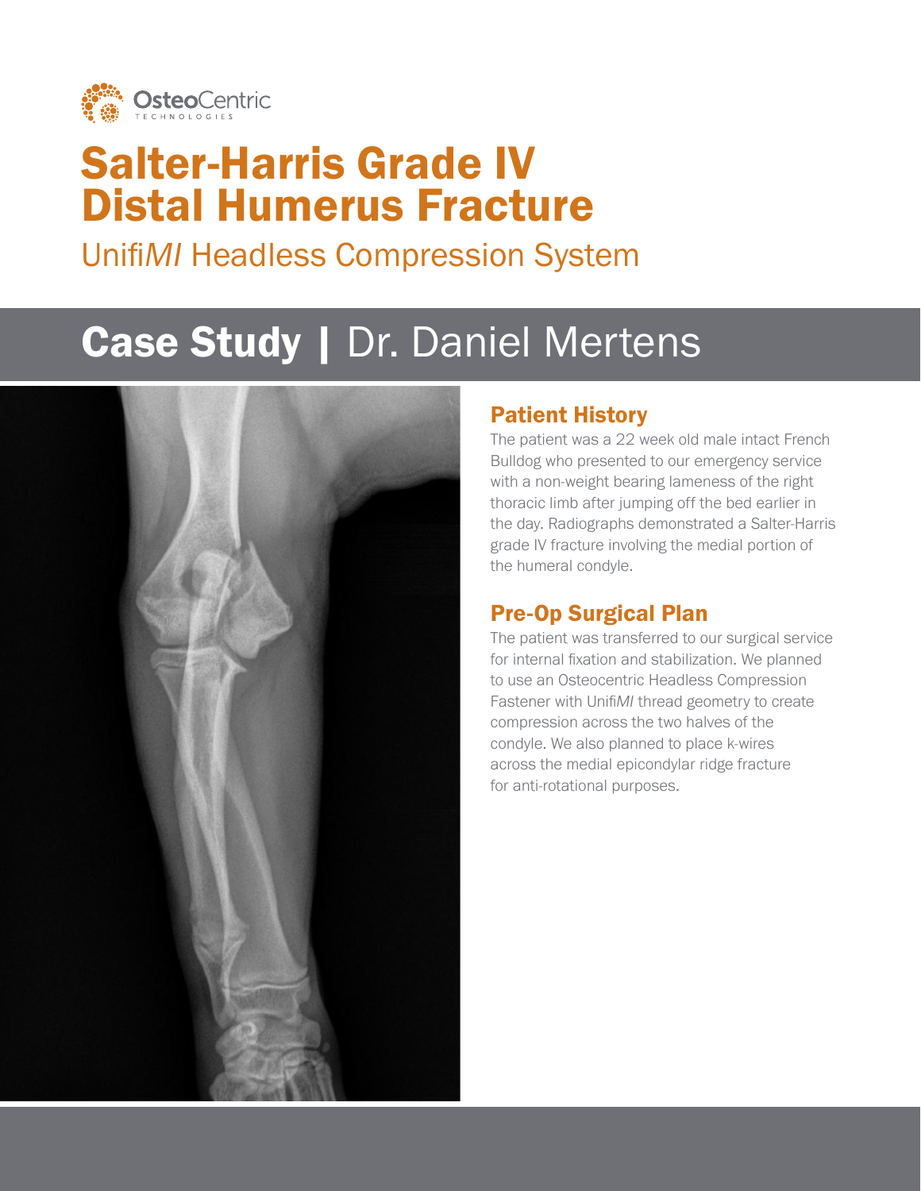OsteoCentric TECHNOLOGIES

# Salter-Harris Grade IV Distal Humerus Fracture

Unifi*MI* Headless Compression System

## Case Study | Dr. Daniel Mertens

### Patient History

The patient was a 22 week old male intact French Bulldog who presented to our emergency service with a non-weight bearing lameness of the right thoracic limb after jumping off the bed earlier in the day. Radiographs demonstrated a Salter-Harris grade IV fracture involving the medial portion of the humeral condyle.

### Pre-Op Surgical Plan

The patient was transferred to our surgical service for internal fixation and stabilization. We planned to use an Osteocentric Headless Compression Fastener with Unifi*MI* thread geometry to create compression across the two halves of the condyle. We also planned to place k-wires across the medial epicondylar ridge fracture for anti-rotational purposes.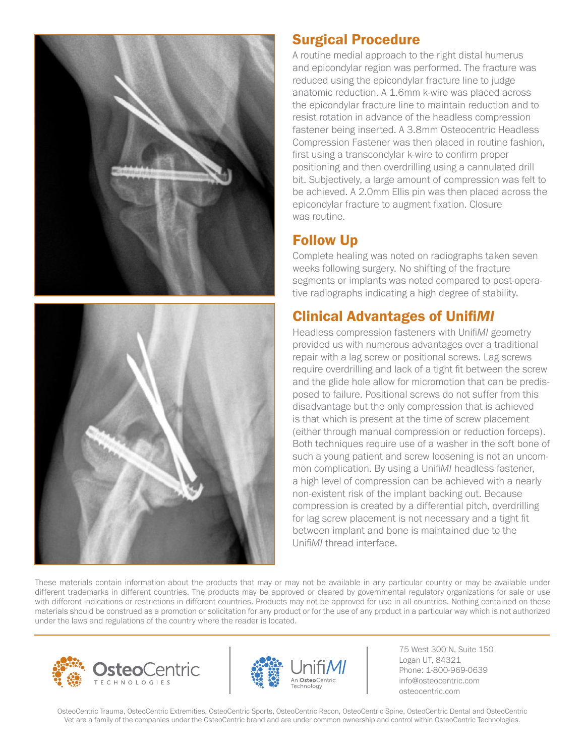## Surgical Procedure

A routine medial approach to the right distal humerus and epicondylar region was performed. The fracture was reduced using the epicondylar fracture line to judge anatomic reduction. A 1.6mm k-wire was placed across the epicondylar fracture line to maintain reduction and to resist rotation in advance of the headless compression fastener being inserted. A 3.8mm Osteocentric Headless Compression Fastener was then placed in routine fashion, first using a transcondylar k-wire to confirm proper positioning and then overdrilling using a cannulated drill bit. Subjectively, a large amount of compression was felt to be achieved. A 2.0mm Ellis pin was then placed across the epicondylar fracture to augment fixation. Closure was routine.

## Follow Up

Complete healing was noted on radiographs taken seven weeks following surgery. No shifting of the fracture segments or implants was noted compared to post-operative radiographs indicating a high degree of stability.

## Clinical Advantages of Unifi*MI*

Headless compression fasteners with Unifi*MI* geometry provided us with numerous advantages over a traditional repair with a lag screw or positional screws. Lag screws require overdrilling and lack of a tight fit between the screw and the glide hole allow for micromotion that can be predisposed to failure. Positional screws do not suffer from this disadvantage but the only compression that is achieved is that which is present at the time of screw placement (either through manual compression or reduction forceps). Both techniques require use of a washer in the soft bone of such a young patient and screw loosening is not an uncommon complication. By using a Unifi*MI* headless fastener, a high level of compression can be achieved with a nearly non-existent risk of the implant backing out. Because compression is created by a differential pitch, overdrilling for lag screw placement is not necessary and a tight fit between implant and bone is maintained due to the Unifi*MI* thread interface.

These materials contain information about the products that may or may not be available in any particular country or may be available under different trademarks in different countries. The products may be approved or cleared by governmental regulatory organizations for sale or use with different indications or restrictions in different countries. Products may not be approved for use in all countries. Nothing contained on these materials should be construed as a promotion or solicitation for any product or for the use of any product in a particular way which is not authorized under the laws and regulations of the country where the reader is located.

OsteoCentric TECHNOLOGIES

Unifi*MI* An OsteoCentric Technology

75 West 300 N, Suite 150
Logan UT, 84321
Phone: 1-800-969-0639
info@osteocentric.com
osteocentric.com

OsteoCentric Trauma, OsteoCentric Extremities, OsteoCentric Sports, OsteoCentric Recon, OsteoCentric Spine, OsteoCentric Dental and OsteoCentric Vet are a family of the companies under the OsteoCentric brand and are under common ownership and control within OsteoCentric Technologies.